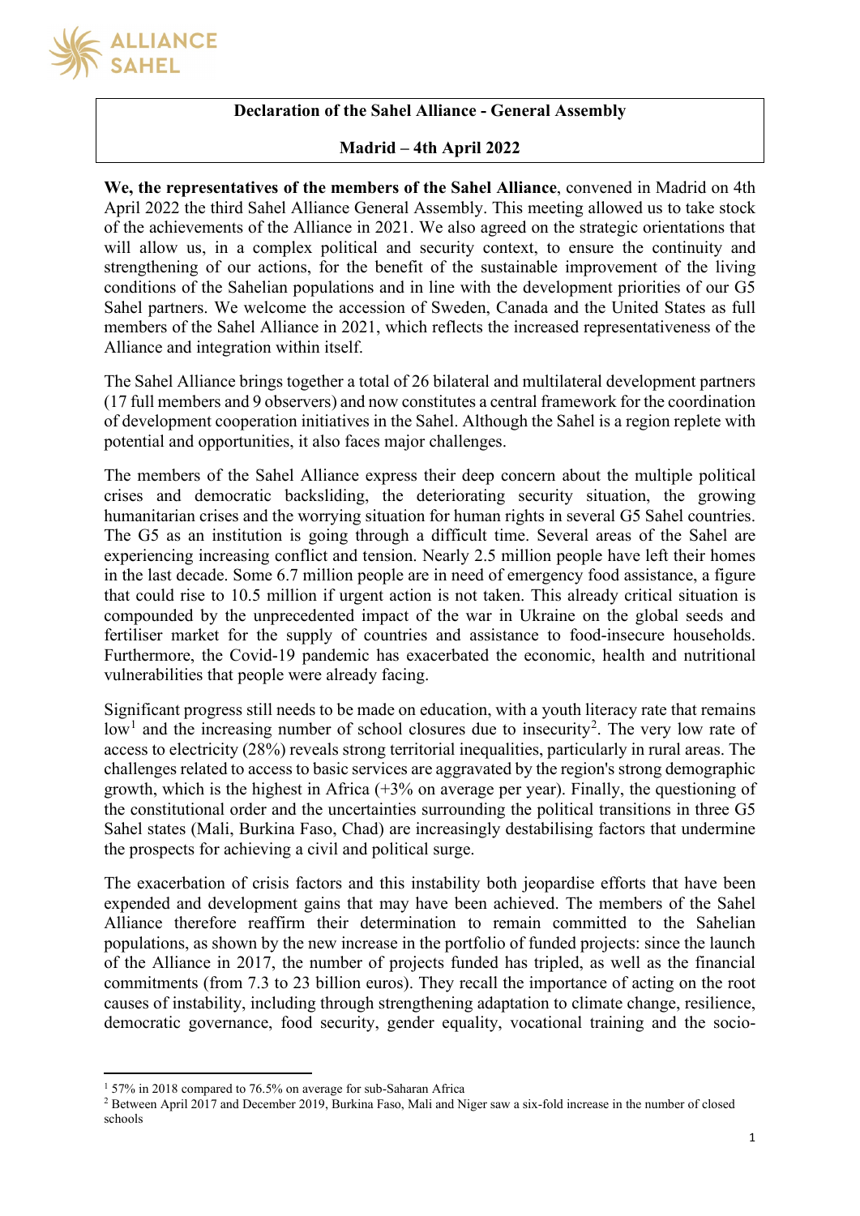**Declaration of the Sahel Alliance - General Assembly**

**Madrid – 4th April 2022**

**We, the representatives of the members of the Sahel Alliance**, convened in Madrid on 4th April 2022 the third Sahel Alliance General Assembly. This meeting allowed us to take stock of the achievements of the Alliance in 2021. We also agreed on the strategic orientations that will allow us, in a complex political and security context, to ensure the continuity and strengthening of our actions, for the benefit of the sustainable improvement of the living conditions of the Sahelian populations and in line with the development priorities of our G5 Sahel partners. We welcome the accession of Sweden, Canada and the United States as full members of the Sahel Alliance in 2021, which reflects the increased representativeness of the Alliance and integration within itself.

The Sahel Alliance brings together a total of 26 bilateral and multilateral development partners (17 full members and 9 observers) and now constitutes a central framework for the coordination of development cooperation initiatives in the Sahel. Although the Sahel is a region replete with potential and opportunities, it also faces major challenges.

The members of the Sahel Alliance express their deep concern about the multiple political crises and democratic backsliding, the deteriorating security situation, the growing humanitarian crises and the worrying situation for human rights in several G5 Sahel countries. The G5 as an institution is going through a difficult time. Several areas of the Sahel are experiencing increasing conflict and tension. Nearly 2.5 million people have left their homes in the last decade. Some 6.7 million people are in need of emergency food assistance, a figure that could rise to 10.5 million if urgent action is not taken. This already critical situation is compounded by the unprecedented impact of the war in Ukraine on the global seeds and fertiliser market for the supply of countries and assistance to food-insecure households. Furthermore, the Covid-19 pandemic has exacerbated the economic, health and nutritional vulnerabilities that people were already facing.

Significant progress still needs to be made on education, with a youth literacy rate that remains low[1] and the increasing number of school closures due to insecurity[2]. The very low rate of access to electricity (28%) reveals strong territorial inequalities, particularly in rural areas. The challenges related to access to basic services are aggravated by the region's strong demographic growth, which is the highest in Africa (+3% on average per year). Finally, the questioning of the constitutional order and the uncertainties surrounding the political transitions in three G5 Sahel states (Mali, Burkina Faso, Chad) are increasingly destabilising factors that undermine the prospects for achieving a civil and political surge.

The exacerbation of crisis factors and this instability both jeopardise efforts that have been expended and development gains that may have been achieved. The members of the Sahel Alliance therefore reaffirm their determination to remain committed to the Sahelian populations, as shown by the new increase in the portfolio of funded projects: since the launch of the Alliance in 2017, the number of projects funded has tripled, as well as the financial commitments (from 7.3 to 23 billion euros). They recall the importance of acting on the root causes of instability, including through strengthening adaptation to climate change, resilience, democratic governance, food security, gender equality, vocational training and the socio-

[1] 57% in 2018 compared to 76.5% on average for sub-Saharan Africa

[2] Between April 2017 and December 2019, Burkina Faso, Mali and Niger saw a six-fold increase in the number of closed schools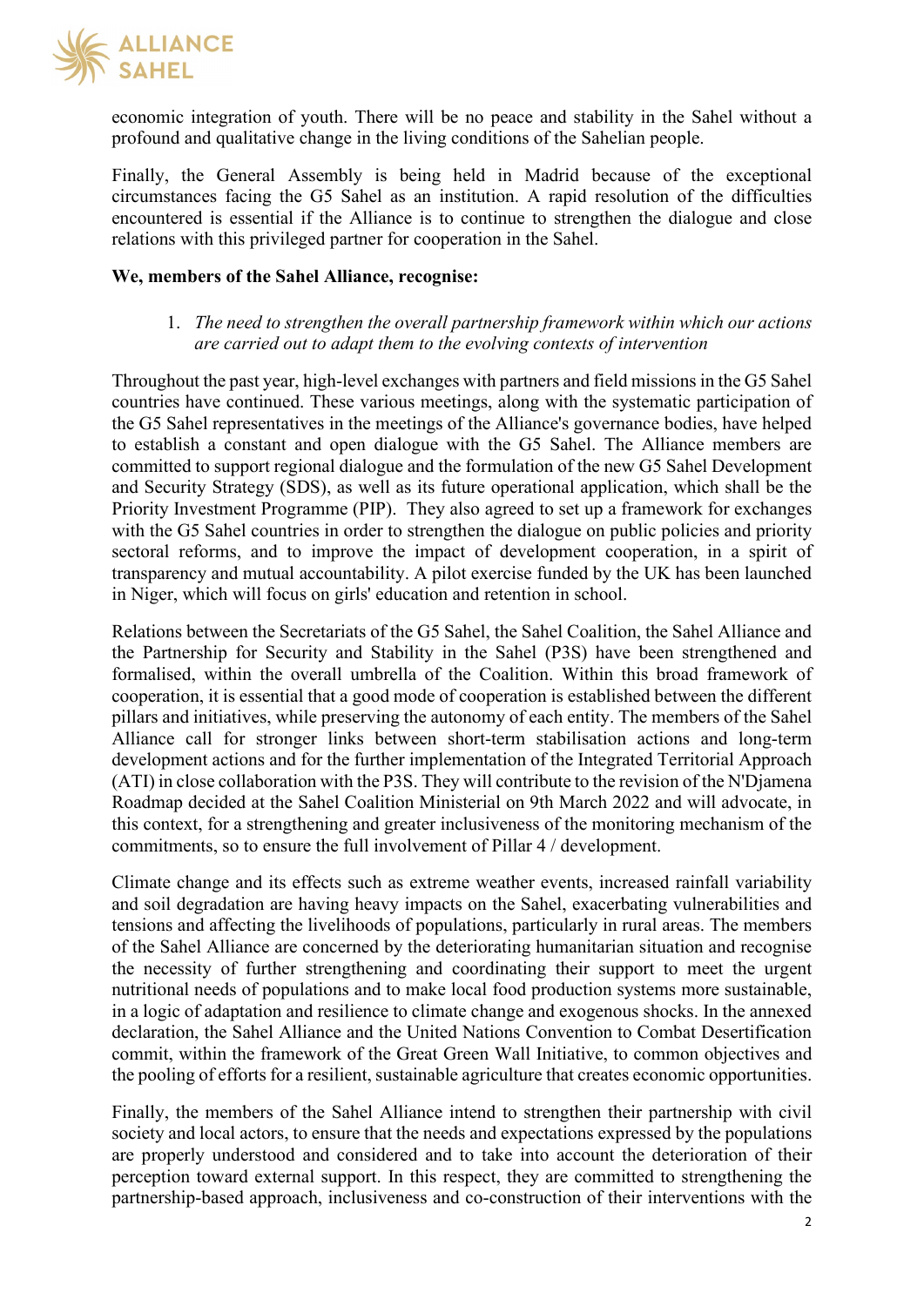economic integration of youth. There will be no peace and stability in the Sahel without a profound and qualitative change in the living conditions of the Sahelian people.

Finally, the General Assembly is being held in Madrid because of the exceptional circumstances facing the G5 Sahel as an institution. A rapid resolution of the difficulties encountered is essential if the Alliance is to continue to strengthen the dialogue and close relations with this privileged partner for cooperation in the Sahel.

**We, members of the Sahel Alliance, recognise:**

1. *The need to strengthen the overall partnership framework within which our actions are carried out to adapt them to the evolving contexts of intervention*

Throughout the past year, high-level exchanges with partners and field missions in the G5 Sahel countries have continued. These various meetings, along with the systematic participation of the G5 Sahel representatives in the meetings of the Alliance's governance bodies, have helped to establish a constant and open dialogue with the G5 Sahel. The Alliance members are committed to support regional dialogue and the formulation of the new G5 Sahel Development and Security Strategy (SDS), as well as its future operational application, which shall be the Priority Investment Programme (PIP). They also agreed to set up a framework for exchanges with the G5 Sahel countries in order to strengthen the dialogue on public policies and priority sectoral reforms, and to improve the impact of development cooperation, in a spirit of transparency and mutual accountability. A pilot exercise funded by the UK has been launched in Niger, which will focus on girls' education and retention in school.

Relations between the Secretariats of the G5 Sahel, the Sahel Coalition, the Sahel Alliance and the Partnership for Security and Stability in the Sahel (P3S) have been strengthened and formalised, within the overall umbrella of the Coalition. Within this broad framework of cooperation, it is essential that a good mode of cooperation is established between the different pillars and initiatives, while preserving the autonomy of each entity. The members of the Sahel Alliance call for stronger links between short-term stabilisation actions and long-term development actions and for the further implementation of the Integrated Territorial Approach (ATI) in close collaboration with the P3S. They will contribute to the revision of the N'Djamena Roadmap decided at the Sahel Coalition Ministerial on 9th March 2022 and will advocate, in this context, for a strengthening and greater inclusiveness of the monitoring mechanism of the commitments, so to ensure the full involvement of Pillar 4 / development.

Climate change and its effects such as extreme weather events, increased rainfall variability and soil degradation are having heavy impacts on the Sahel, exacerbating vulnerabilities and tensions and affecting the livelihoods of populations, particularly in rural areas. The members of the Sahel Alliance are concerned by the deteriorating humanitarian situation and recognise the necessity of further strengthening and coordinating their support to meet the urgent nutritional needs of populations and to make local food production systems more sustainable, in a logic of adaptation and resilience to climate change and exogenous shocks. In the annexed declaration, the Sahel Alliance and the United Nations Convention to Combat Desertification commit, within the framework of the Great Green Wall Initiative, to common objectives and the pooling of efforts for a resilient, sustainable agriculture that creates economic opportunities.

Finally, the members of the Sahel Alliance intend to strengthen their partnership with civil society and local actors, to ensure that the needs and expectations expressed by the populations are properly understood and considered and to take into account the deterioration of their perception toward external support. In this respect, they are committed to strengthening the partnership-based approach, inclusiveness and co-construction of their interventions with the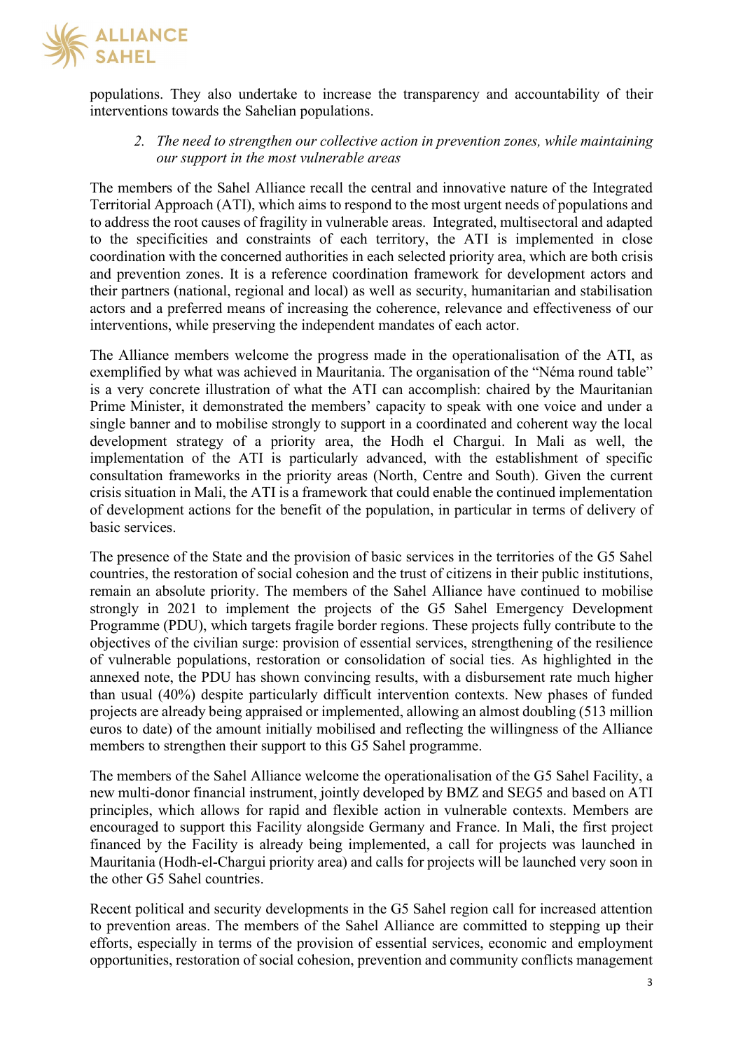populations. They also undertake to increase the transparency and accountability of their interventions towards the Sahelian populations.

2. *The need to strengthen our collective action in prevention zones, while maintaining our support in the most vulnerable areas*

The members of the Sahel Alliance recall the central and innovative nature of the Integrated Territorial Approach (ATI), which aims to respond to the most urgent needs of populations and to address the root causes of fragility in vulnerable areas. Integrated, multisectoral and adapted to the specificities and constraints of each territory, the ATI is implemented in close coordination with the concerned authorities in each selected priority area, which are both crisis and prevention zones. It is a reference coordination framework for development actors and their partners (national, regional and local) as well as security, humanitarian and stabilisation actors and a preferred means of increasing the coherence, relevance and effectiveness of our interventions, while preserving the independent mandates of each actor.

The Alliance members welcome the progress made in the operationalisation of the ATI, as exemplified by what was achieved in Mauritania. The organisation of the "Néma round table" is a very concrete illustration of what the ATI can accomplish: chaired by the Mauritanian Prime Minister, it demonstrated the members' capacity to speak with one voice and under a single banner and to mobilise strongly to support in a coordinated and coherent way the local development strategy of a priority area, the Hodh el Chargui. In Mali as well, the implementation of the ATI is particularly advanced, with the establishment of specific consultation frameworks in the priority areas (North, Centre and South). Given the current crisis situation in Mali, the ATI is a framework that could enable the continued implementation of development actions for the benefit of the population, in particular in terms of delivery of basic services.

The presence of the State and the provision of basic services in the territories of the G5 Sahel countries, the restoration of social cohesion and the trust of citizens in their public institutions, remain an absolute priority. The members of the Sahel Alliance have continued to mobilise strongly in 2021 to implement the projects of the G5 Sahel Emergency Development Programme (PDU), which targets fragile border regions. These projects fully contribute to the objectives of the civilian surge: provision of essential services, strengthening of the resilience of vulnerable populations, restoration or consolidation of social ties. As highlighted in the annexed note, the PDU has shown convincing results, with a disbursement rate much higher than usual (40%) despite particularly difficult intervention contexts. New phases of funded projects are already being appraised or implemented, allowing an almost doubling (513 million euros to date) of the amount initially mobilised and reflecting the willingness of the Alliance members to strengthen their support to this G5 Sahel programme.

The members of the Sahel Alliance welcome the operationalisation of the G5 Sahel Facility, a new multi-donor financial instrument, jointly developed by BMZ and SEG5 and based on ATI principles, which allows for rapid and flexible action in vulnerable contexts. Members are encouraged to support this Facility alongside Germany and France. In Mali, the first project financed by the Facility is already being implemented, a call for projects was launched in Mauritania (Hodh-el-Chargui priority area) and calls for projects will be launched very soon in the other G5 Sahel countries.

Recent political and security developments in the G5 Sahel region call for increased attention to prevention areas. The members of the Sahel Alliance are committed to stepping up their efforts, especially in terms of the provision of essential services, economic and employment opportunities, restoration of social cohesion, prevention and community conflicts management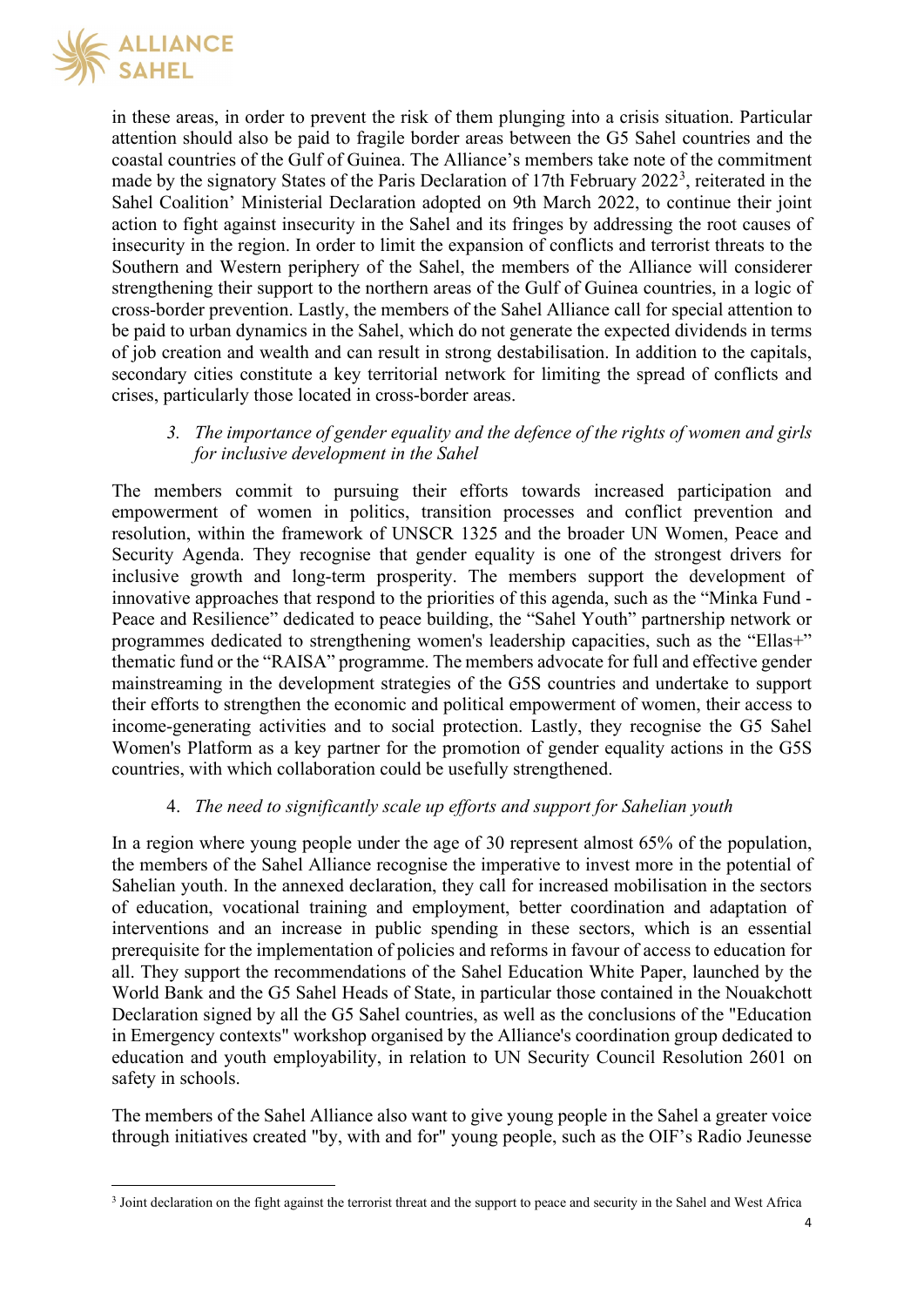in these areas, in order to prevent the risk of them plunging into a crisis situation. Particular attention should also be paid to fragile border areas between the G5 Sahel countries and the coastal countries of the Gulf of Guinea. The Alliance's members take note of the commitment made by the signatory States of the Paris Declaration of 17th February 2022[3], reiterated in the Sahel Coalition' Ministerial Declaration adopted on 9th March 2022, to continue their joint action to fight against insecurity in the Sahel and its fringes by addressing the root causes of insecurity in the region. In order to limit the expansion of conflicts and terrorist threats to the Southern and Western periphery of the Sahel, the members of the Alliance will considerer strengthening their support to the northern areas of the Gulf of Guinea countries, in a logic of cross-border prevention. Lastly, the members of the Sahel Alliance call for special attention to be paid to urban dynamics in the Sahel, which do not generate the expected dividends in terms of job creation and wealth and can result in strong destabilisation. In addition to the capitals, secondary cities constitute a key territorial network for limiting the spread of conflicts and crises, particularly those located in cross-border areas.

3. *The importance of gender equality and the defence of the rights of women and girls for inclusive development in the Sahel*

The members commit to pursuing their efforts towards increased participation and empowerment of women in politics, transition processes and conflict prevention and resolution, within the framework of UNSCR 1325 and the broader UN Women, Peace and Security Agenda. They recognise that gender equality is one of the strongest drivers for inclusive growth and long-term prosperity. The members support the development of innovative approaches that respond to the priorities of this agenda, such as the "Minka Fund - Peace and Resilience" dedicated to peace building, the "Sahel Youth" partnership network or programmes dedicated to strengthening women's leadership capacities, such as the "Ellas+" thematic fund or the "RAISA" programme. The members advocate for full and effective gender mainstreaming in the development strategies of the G5S countries and undertake to support their efforts to strengthen the economic and political empowerment of women, their access to income-generating activities and to social protection. Lastly, they recognise the G5 Sahel Women's Platform as a key partner for the promotion of gender equality actions in the G5S countries, with which collaboration could be usefully strengthened.

4. *The need to significantly scale up efforts and support for Sahelian youth*

In a region where young people under the age of 30 represent almost 65% of the population, the members of the Sahel Alliance recognise the imperative to invest more in the potential of Sahelian youth. In the annexed declaration, they call for increased mobilisation in the sectors of education, vocational training and employment, better coordination and adaptation of interventions and an increase in public spending in these sectors, which is an essential prerequisite for the implementation of policies and reforms in favour of access to education for all. They support the recommendations of the Sahel Education White Paper, launched by the World Bank and the G5 Sahel Heads of State, in particular those contained in the Nouakchott Declaration signed by all the G5 Sahel countries, as well as the conclusions of the "Education in Emergency contexts" workshop organised by the Alliance's coordination group dedicated to education and youth employability, in relation to UN Security Council Resolution 2601 on safety in schools.

The members of the Sahel Alliance also want to give young people in the Sahel a greater voice through initiatives created "by, with and for" young people, such as the OIF's Radio Jeunesse

---

[3] Joint declaration on the fight against the terrorist threat and the support to peace and security in the Sahel and West Africa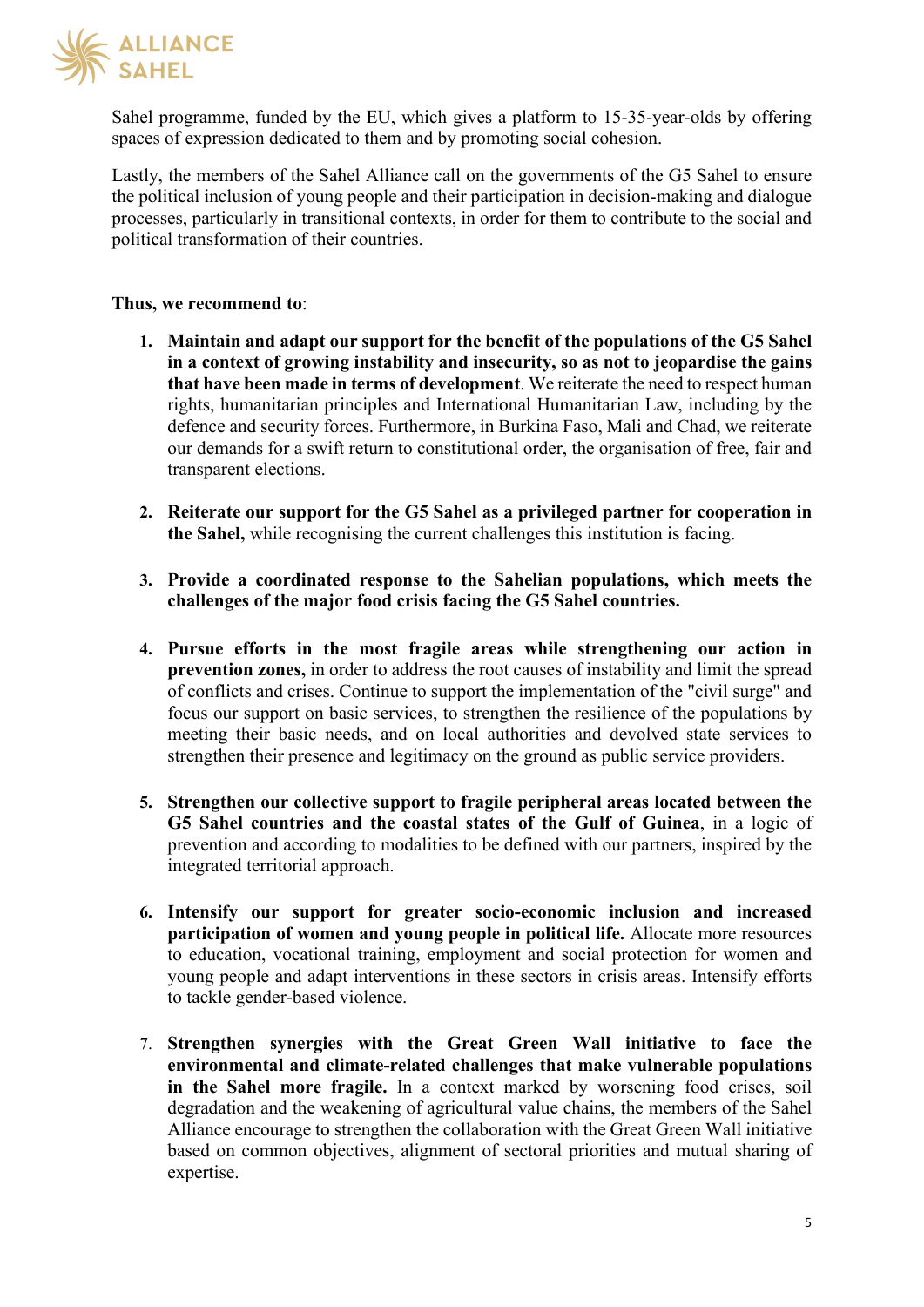Sahel programme, funded by the EU, which gives a platform to 15-35-year-olds by offering spaces of expression dedicated to them and by promoting social cohesion.

Lastly, the members of the Sahel Alliance call on the governments of the G5 Sahel to ensure the political inclusion of young people and their participation in decision-making and dialogue processes, particularly in transitional contexts, in order for them to contribute to the social and political transformation of their countries.

**Thus, we recommend to**:

1. **Maintain and adapt our support for the benefit of the populations of the G5 Sahel in a context of growing instability and insecurity, so as not to jeopardise the gains that have been made in terms of development**. We reiterate the need to respect human rights, humanitarian principles and International Humanitarian Law, including by the defence and security forces. Furthermore, in Burkina Faso, Mali and Chad, we reiterate our demands for a swift return to constitutional order, the organisation of free, fair and transparent elections.

2. **Reiterate our support for the G5 Sahel as a privileged partner for cooperation in the Sahel,** while recognising the current challenges this institution is facing.

3. **Provide a coordinated response to the Sahelian populations, which meets the challenges of the major food crisis facing the G5 Sahel countries.**

4. **Pursue efforts in the most fragile areas while strengthening our action in prevention zones,** in order to address the root causes of instability and limit the spread of conflicts and crises. Continue to support the implementation of the "civil surge" and focus our support on basic services, to strengthen the resilience of the populations by meeting their basic needs, and on local authorities and devolved state services to strengthen their presence and legitimacy on the ground as public service providers.

5. **Strengthen our collective support to fragile peripheral areas located between the G5 Sahel countries and the coastal states of the Gulf of Guinea**, in a logic of prevention and according to modalities to be defined with our partners, inspired by the integrated territorial approach.

6. **Intensify our support for greater socio-economic inclusion and increased participation of women and young people in political life.** Allocate more resources to education, vocational training, employment and social protection for women and young people and adapt interventions in these sectors in crisis areas. Intensify efforts to tackle gender-based violence.

7. **Strengthen synergies with the Great Green Wall initiative to face the environmental and climate-related challenges that make vulnerable populations in the Sahel more fragile.** In a context marked by worsening food crises, soil degradation and the weakening of agricultural value chains, the members of the Sahel Alliance encourage to strengthen the collaboration with the Great Green Wall initiative based on common objectives, alignment of sectoral priorities and mutual sharing of expertise.